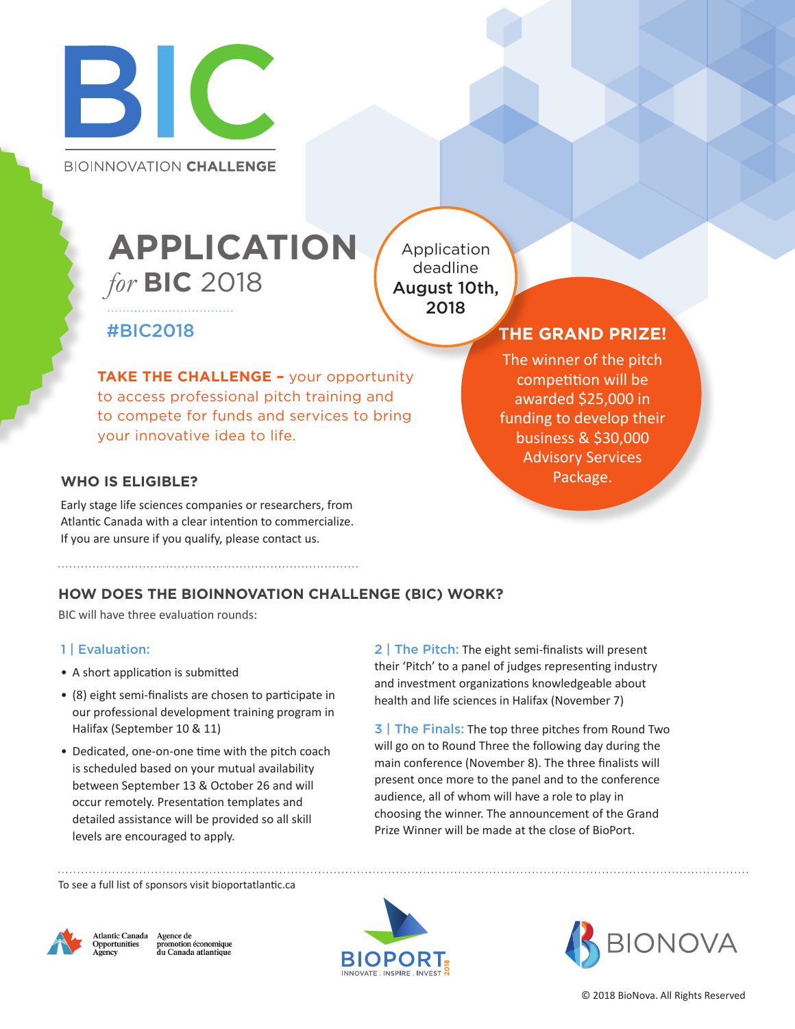# BIC

BIOINNOVATION **CHALLENGE**

# APPLICATION

*for* **BIC** 2018

#BIC2018

Application deadline **August 10th, 2018**

**TAKE THE CHALLENGE –** your opportunity to access professional pitch training and to compete for funds and services to bring your innovative idea to life.

## THE GRAND PRIZE!

The winner of the pitch competition will be awarded $25,000 in funding to develop their business & $30,000 Advisory Services Package.

### WHO IS ELIGIBLE?

Early stage life sciences companies or researchers, from Atlantic Canada with a clear intention to commercialize. If you are unsure if you qualify, please contact us.

### HOW DOES THE BIOINNOVATION CHALLENGE (BIC) WORK?

BIC will have three evaluation rounds:

**1 | Evaluation:**

- A short application is submitted
- (8) eight semi-finalists are chosen to participate in our professional development training program in Halifax (September 10 & 11)
- Dedicated, one-on-one time with the pitch coach is scheduled based on your mutual availability between September 13 & October 26 and will occur remotely. Presentation templates and detailed assistance will be provided so all skill levels are encouraged to apply.

**2 | The Pitch:** The eight semi-finalists will present their 'Pitch' to a panel of judges representing industry and investment organizations knowledgeable about health and life sciences in Halifax (November 7)

**3 | The Finals:** The top three pitches from Round Two will go on to Round Three the following day during the main conference (November 8). The three finalists will present once more to the panel and to the conference audience, all of whom will have a role to play in choosing the winner. The announcement of the Grand Prize Winner will be made at the close of BioPort.

To see a full list of sponsors visit bioportatlantic.ca

Atlantic Canada Opportunities Agency | Agence de promotion économique du Canada atlantique

BIOPORT INNOVATE . INSPIRE . INVEST 2018

BIONOVA

© 2018 BioNova. All Rights Reserved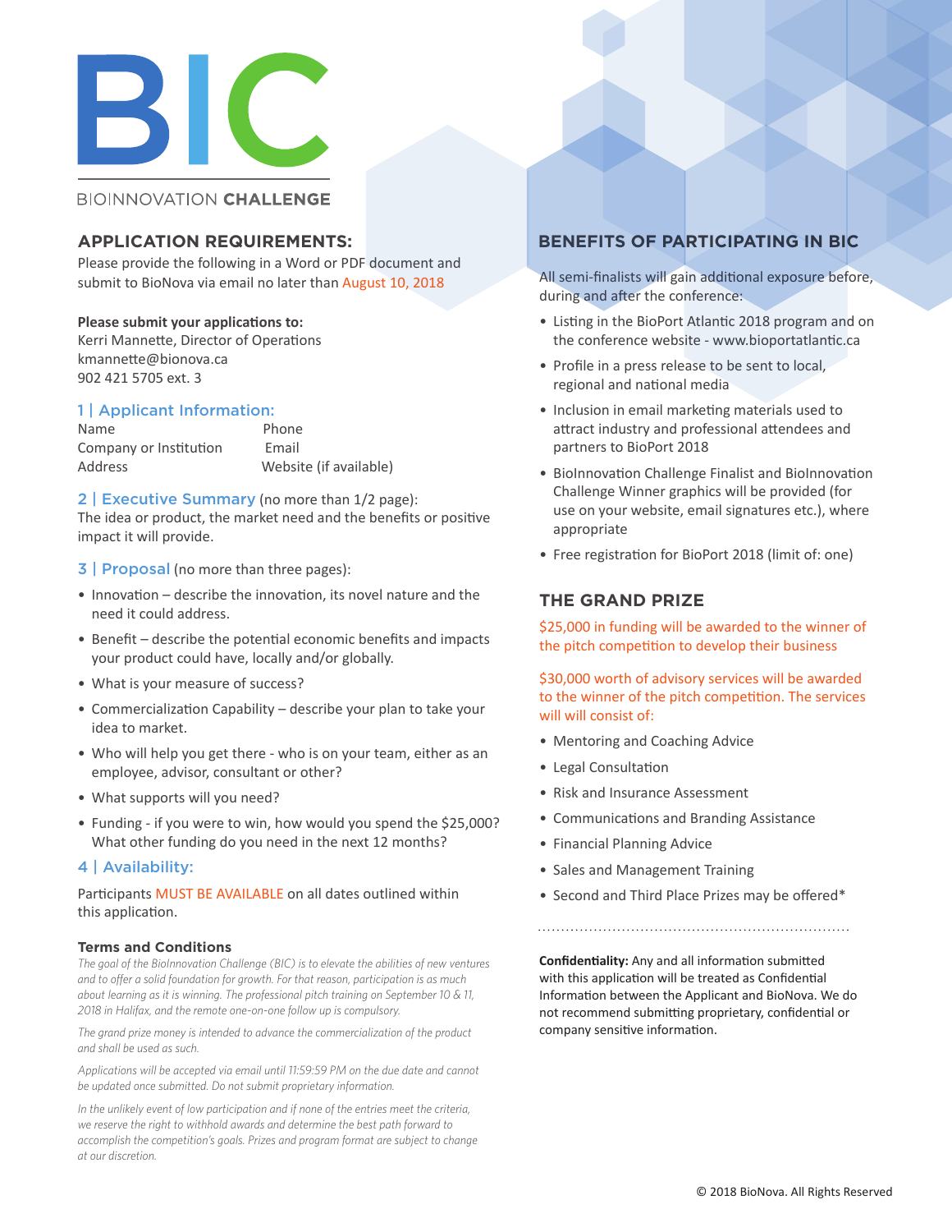# BIC

BIOINNOVATION **CHALLENGE**

## APPLICATION REQUIREMENTS:

Please provide the following in a Word or PDF document and submit to BioNova via email no later than August 10, 2018

**Please submit your applications to:**
Kerri Mannette, Director of Operations
kmannette@bionova.ca
902 421 5705 ext. 3

### 1 | Applicant Information:

| | |
|---|---|
| Name | Phone |
| Company or Institution | Email |
| Address | Website (if available) |

### 2 | Executive Summary (no more than 1/2 page):

The idea or product, the market need and the benefits or positive impact it will provide.

### 3 | Proposal (no more than three pages):

- Innovation – describe the innovation, its novel nature and the need it could address.
- Benefit – describe the potential economic benefits and impacts your product could have, locally and/or globally.
- What is your measure of success?
- Commercialization Capability – describe your plan to take your idea to market.
- Who will help you get there - who is on your team, either as an employee, advisor, consultant or other?
- What supports will you need?
- Funding - if you were to win, how would you spend the $25,000? What other funding do you need in the next 12 months?

### 4 | Availability:

Participants MUST BE AVAILABLE on all dates outlined within this application.

#### Terms and Conditions

*The goal of the BioInnovation Challenge (BIC) is to elevate the abilities of new ventures and to offer a solid foundation for growth. For that reason, participation is as much about learning as it is winning. The professional pitch training on September 10 & 11, 2018 in Halifax, and the remote one-on-one follow up is compulsory.*

*The grand prize money is intended to advance the commercialization of the product and shall be used as such.*

*Applications will be accepted via email until 11:59:59 PM on the due date and cannot be updated once submitted. Do not submit proprietary information.*

*In the unlikely event of low participation and if none of the entries meet the criteria, we reserve the right to withhold awards and determine the best path forward to accomplish the competition's goals. Prizes and program format are subject to change at our discretion.*

## BENEFITS OF PARTICIPATING IN BIC

All semi-finalists will gain additional exposure before, during and after the conference:

- Listing in the BioPort Atlantic 2018 program and on the conference website - www.bioportatlantic.ca
- Profile in a press release to be sent to local, regional and national media
- Inclusion in email marketing materials used to attract industry and professional attendees and partners to BioPort 2018
- BioInnovation Challenge Finalist and BioInnovation Challenge Winner graphics will be provided (for use on your website, email signatures etc.), where appropriate
- Free registration for BioPort 2018 (limit of: one)

## THE GRAND PRIZE

$25,000 in funding will be awarded to the winner of the pitch competition to develop their business

$30,000 worth of advisory services will be awarded to the winner of the pitch competition. The services will will consist of:

- Mentoring and Coaching Advice
- Legal Consultation
- Risk and Insurance Assessment
- Communications and Branding Assistance
- Financial Planning Advice
- Sales and Management Training
- Second and Third Place Prizes may be offered*

---

**Confidentiality:** Any and all information submitted with this application will be treated as Confidential Information between the Applicant and BioNova. We do not recommend submitting proprietary, confidential or company sensitive information.

© 2018 BioNova. All Rights Reserved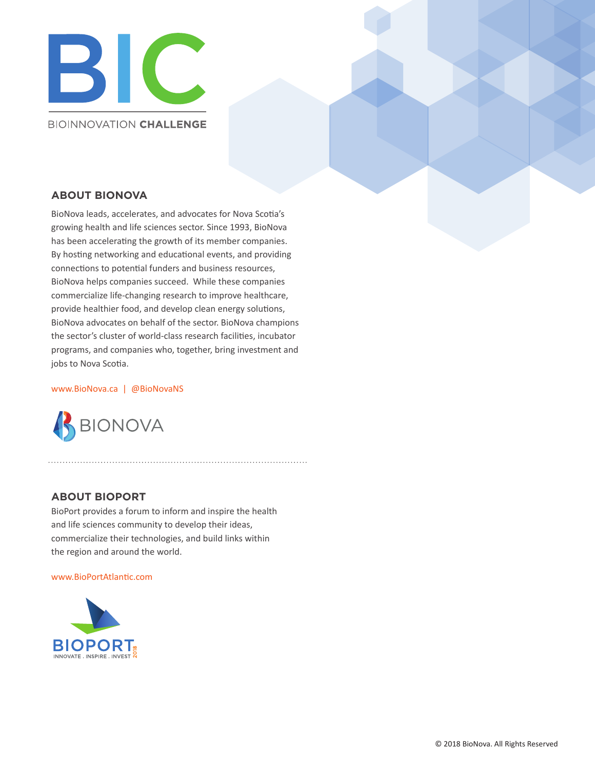# BIC

BIOINNOVATION **CHALLENGE**

## ABOUT BIONOVA

BioNova leads, accelerates, and advocates for Nova Scotia's growing health and life sciences sector. Since 1993, BioNova has been accelerating the growth of its member companies. By hosting networking and educational events, and providing connections to potential funders and business resources, BioNova helps companies succeed. While these companies commercialize life-changing research to improve healthcare, provide healthier food, and develop clean energy solutions, BioNova advocates on behalf of the sector. BioNova champions the sector's cluster of world-class research facilities, incubator programs, and companies who, together, bring investment and jobs to Nova Scotia.

www.BioNova.ca | @BioNovaNS

BIONOVA

## ABOUT BIOPORT

BioPort provides a forum to inform and inspire the health and life sciences community to develop their ideas, commercialize their technologies, and build links within the region and around the world.

www.BioPortAtlantic.com

BIOPORT 2018
INNOVATE . INSPIRE . INVEST

© 2018 BioNova. All Rights Reserved